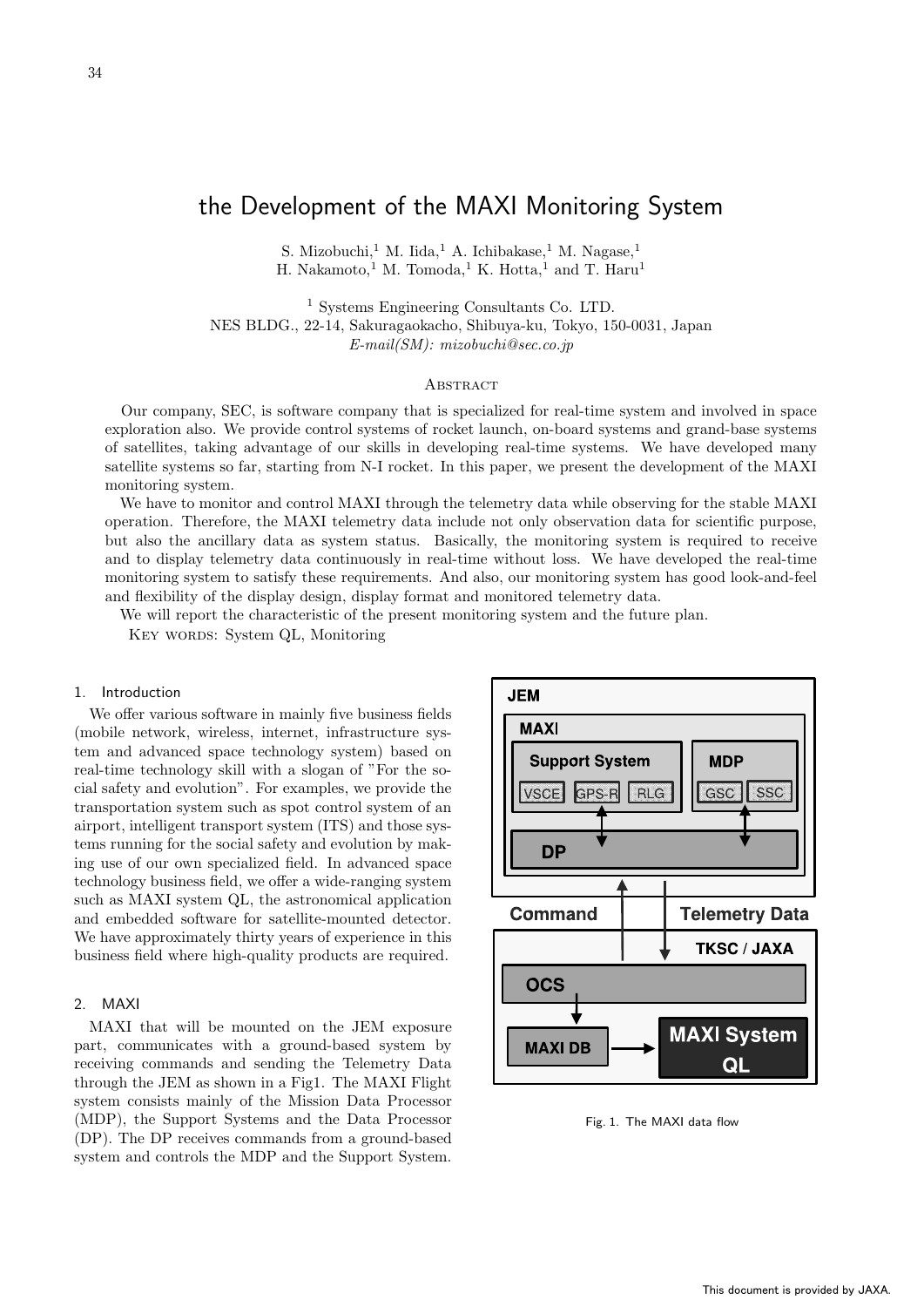# the Development of the MAXI Monitoring System

S. Mizobuchi,[1] M. Iida,[1] A. Ichibakase,[1] M. Nagase,[1]
H. Nakamoto,[1] M. Tomoda,[1] K. Hotta,[1] and T. Haru[1]

[1] Systems Engineering Consultants Co. LTD.
NES BLDG., 22-14, Sakuragaokacho, Shibuya-ku, Tokyo, 150-0031, Japan
*E-mail(SM): mizobuchi@sec.co.jp*

## Abstract

Our company, SEC, is software company that is specialized for real-time system and involved in space exploration also. We provide control systems of rocket launch, on-board systems and grand-base systems of satellites, taking advantage of our skills in developing real-time systems. We have developed many satellite systems so far, starting from N-I rocket. In this paper, we present the development of the MAXI monitoring system.

We have to monitor and control MAXI through the telemetry data while observing for the stable MAXI operation. Therefore, the MAXI telemetry data include not only observation data for scientific purpose, but also the ancillary data as system status. Basically, the monitoring system is required to receive and to display telemetry data continuously in real-time without loss. We have developed the real-time monitoring system to satisfy these requirements. And also, our monitoring system has good look-and-feel and flexibility of the display design, display format and monitored telemetry data.

We will report the characteristic of the present monitoring system and the future plan.

Key words: System QL, Monitoring

## 1. Introduction

We offer various software in mainly five business fields (mobile network, wireless, internet, infrastructure system and advanced space technology system) based on real-time technology skill with a slogan of "For the social safety and evolution". For examples, we provide the transportation system such as spot control system of an airport, intelligent transport system (ITS) and those systems running for the social safety and evolution by making use of our own specialized field. In advanced space technology business field, we offer a wide-ranging system such as MAXI system QL, the astronomical application and embedded software for satellite-mounted detector. We have approximately thirty years of experience in this business field where high-quality products are required.

## 2. MAXI

MAXI that will be mounted on the JEM exposure part, communicates with a ground-based system by receiving commands and sending the Telemetry Data through the JEM as shown in a Fig1. The MAXI Flight system consists mainly of the Mission Data Processor (MDP), the Support Systems and the Data Processor (DP). The DP receives commands from a ground-based system and controls the MDP and the Support System.

Fig. 1. The MAXI data flow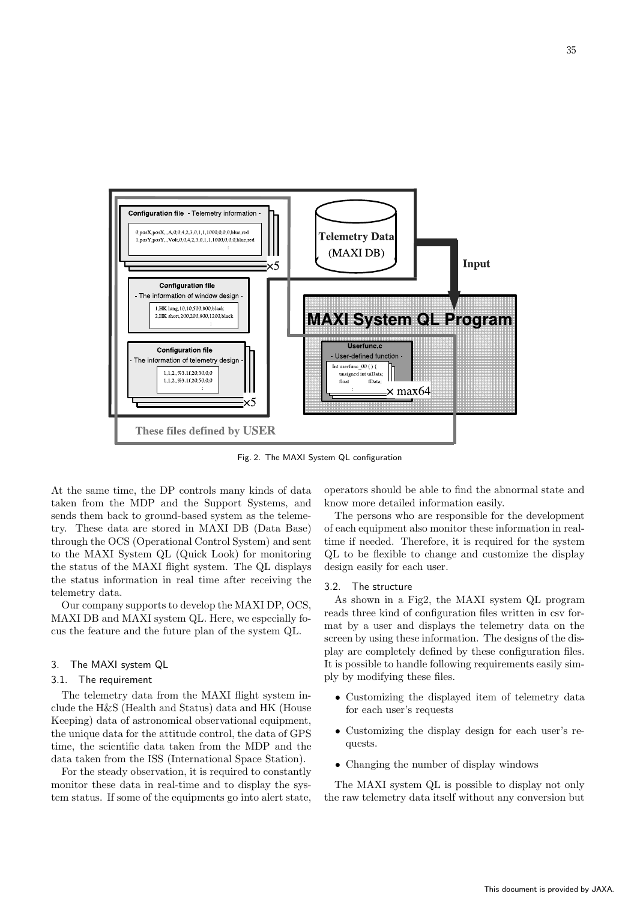Fig. 2. The MAXI System QL configuration

At the same time, the DP controls many kinds of data taken from the MDP and the Support Systems, and sends them back to ground-based system as the telemetry. These data are stored in MAXI DB (Data Base) through the OCS (Operational Control System) and sent to the MAXI System QL (Quick Look) for monitoring the status of the MAXI flight system. The QL displays the status information in real time after receiving the telemetry data.

Our company supports to develop the MAXI DP, OCS, MAXI DB and MAXI system QL. Here, we especially focus the feature and the future plan of the system QL.

## 3. The MAXI system QL

### 3.1. The requirement

The telemetry data from the MAXI flight system include the H&S (Health and Status) data and HK (House Keeping) data of astronomical observational equipment, the unique data for the attitude control, the data of GPS time, the scientific data taken from the MDP and the data taken from the ISS (International Space Station).

For the steady observation, it is required to constantly monitor these data in real-time and to display the system status. If some of the equipments go into alert state, operators should be able to find the abnormal state and know more detailed information easily.

The persons who are responsible for the development of each equipment also monitor these information in real-time if needed. Therefore, it is required for the system QL to be flexible to change and customize the display design easily for each user.

### 3.2. The structure

As shown in a Fig2, the MAXI system QL program reads three kind of configuration files written in csv format by a user and displays the telemetry data on the screen by using these information. The designs of the display are completely defined by these configuration files. It is possible to handle following requirements easily simply by modifying these files.

- Customizing the displayed item of telemetry data for each user's requests
- Customizing the display design for each user's requests.
- Changing the number of display windows

The MAXI system QL is possible to display not only the raw telemetry data itself without any conversion but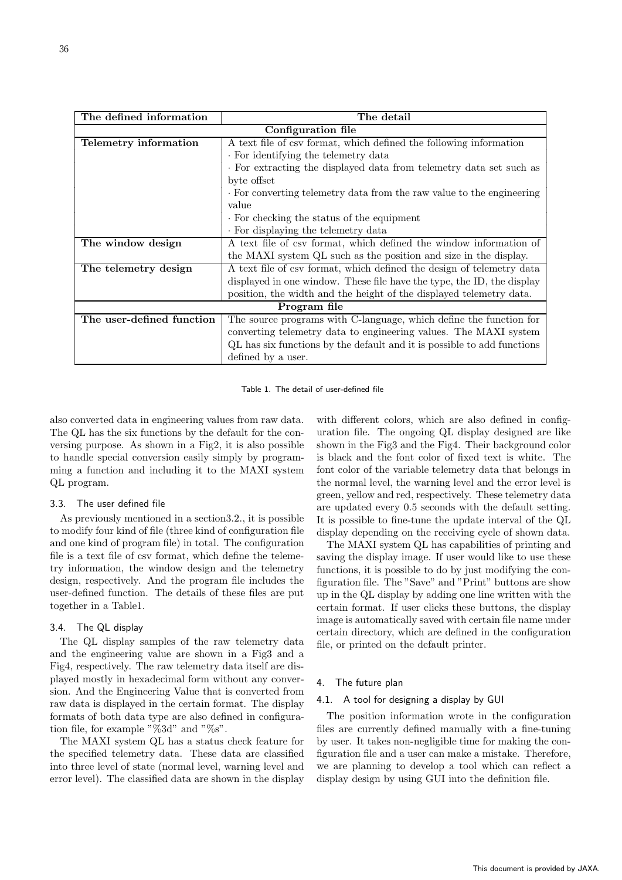| The defined information | The detail |
|---|---|
| **Configuration file** | |
| **Telemetry information** | A text file of csv format, which defined the following information<br>· For identifying the telemetry data<br>· For extracting the displayed data from telemetry data set such as byte offset<br>· For converting telemetry data from the raw value to the engineering value<br>· For checking the status of the equipment<br>· For displaying the telemetry data |
| **The window design** | A text file of csv format, which defined the window information of the MAXI system QL such as the position and size in the display. |
| **The telemetry design** | A text file of csv format, which defined the design of telemetry data displayed in one window. These file have the type, the ID, the display position, the width and the height of the displayed telemetry data. |
| **Program file** | |
| **The user-defined function** | The source programs with C-language, which define the function for converting telemetry data to engineering values. The MAXI system QL has six functions by the default and it is possible to add functions defined by a user. |

Table 1. The detail of user-defined file

also converted data in engineering values from raw data. The QL has the six functions by the default for the conversing purpose. As shown in a Fig2, it is also possible to handle special conversion easily simply by programming a function and including it to the MAXI system QL program.

### 3.3. The user defined file

As previously mentioned in a section3.2., it is possible to modify four kind of file (three kind of configuration file and one kind of program file) in total. The configuration file is a text file of csv format, which define the telemetry information, the window design and the telemetry design, respectively. And the program file includes the user-defined function. The details of these files are put together in a Table1.

### 3.4. The QL display

The QL display samples of the raw telemetry data and the engineering value are shown in a Fig3 and a Fig4, respectively. The raw telemetry data itself are displayed mostly in hexadecimal form without any conversion. And the Engineering Value that is converted from raw data is displayed in the certain format. The display formats of both data type are also defined in configuration file, for example "%3d" and "%s".

The MAXI system QL has a status check feature for the specified telemetry data. These data are classified into three level of state (normal level, warning level and error level). The classified data are shown in the display with different colors, which are also defined in configuration file. The ongoing QL display designed are like shown in the Fig3 and the Fig4. Their background color is black and the font color of fixed text is white. The font color of the variable telemetry data that belongs in the normal level, the warning level and the error level is green, yellow and red, respectively. These telemetry data are updated every 0.5 seconds with the default setting. It is possible to fine-tune the update interval of the QL display depending on the receiving cycle of shown data.

The MAXI system QL has capabilities of printing and saving the display image. If user would like to use these functions, it is possible to do by just modifying the configuration file. The "Save" and "Print" buttons are show up in the QL display by adding one line written with the certain format. If user clicks these buttons, the display image is automatically saved with certain file name under certain directory, which are defined in the configuration file, or printed on the default printer.

## 4. The future plan

### 4.1. A tool for designing a display by GUI

The position information wrote in the configuration files are currently defined manually with a fine-tuning by user. It takes non-negligible time for making the configuration file and a user can make a mistake. Therefore, we are planning to develop a tool which can reflect a display design by using GUI into the definition file.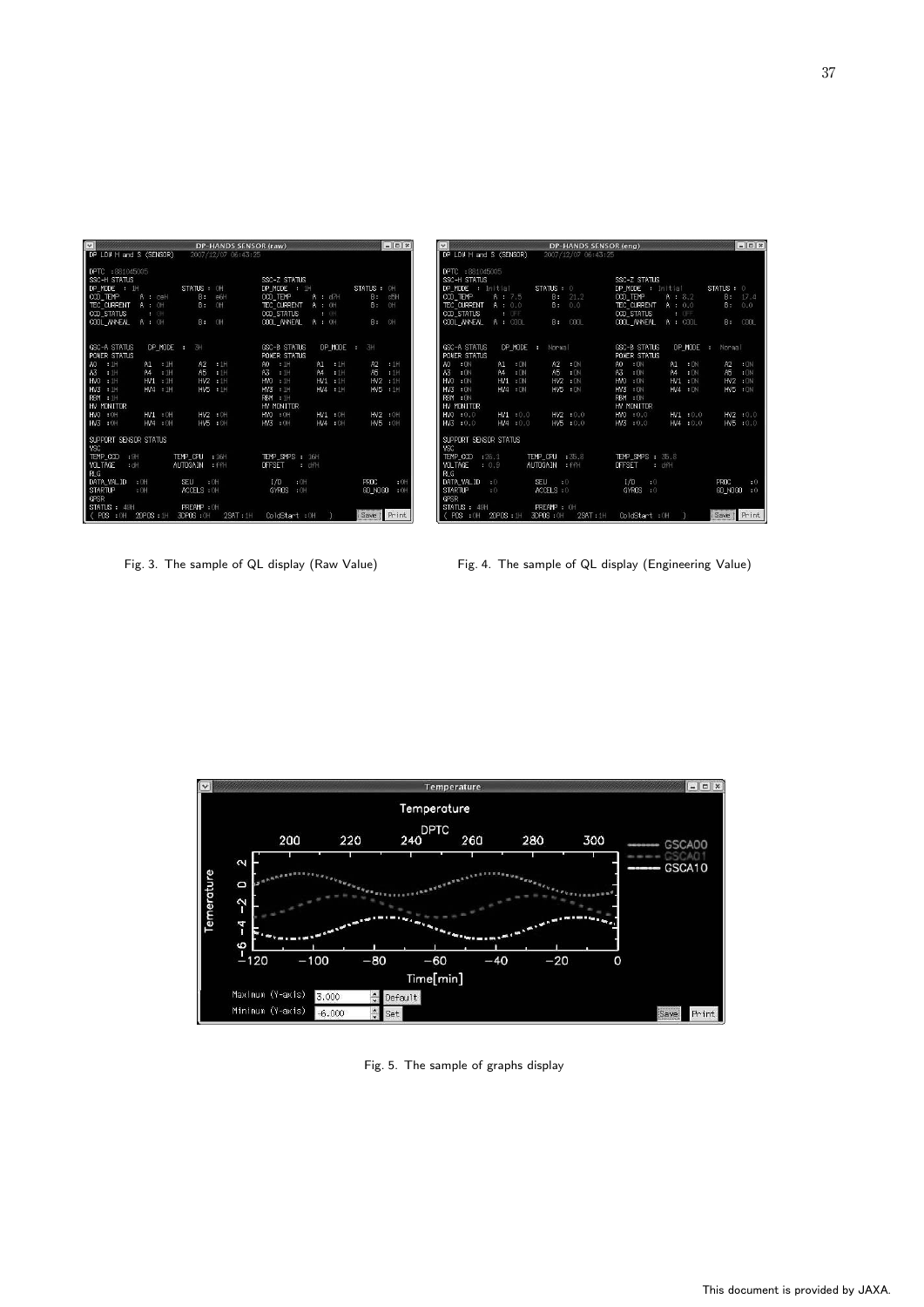Fig. 3. The sample of QL display (Raw Value)

Fig. 4. The sample of QL display (Engineering Value)

Fig. 5. The sample of graphs display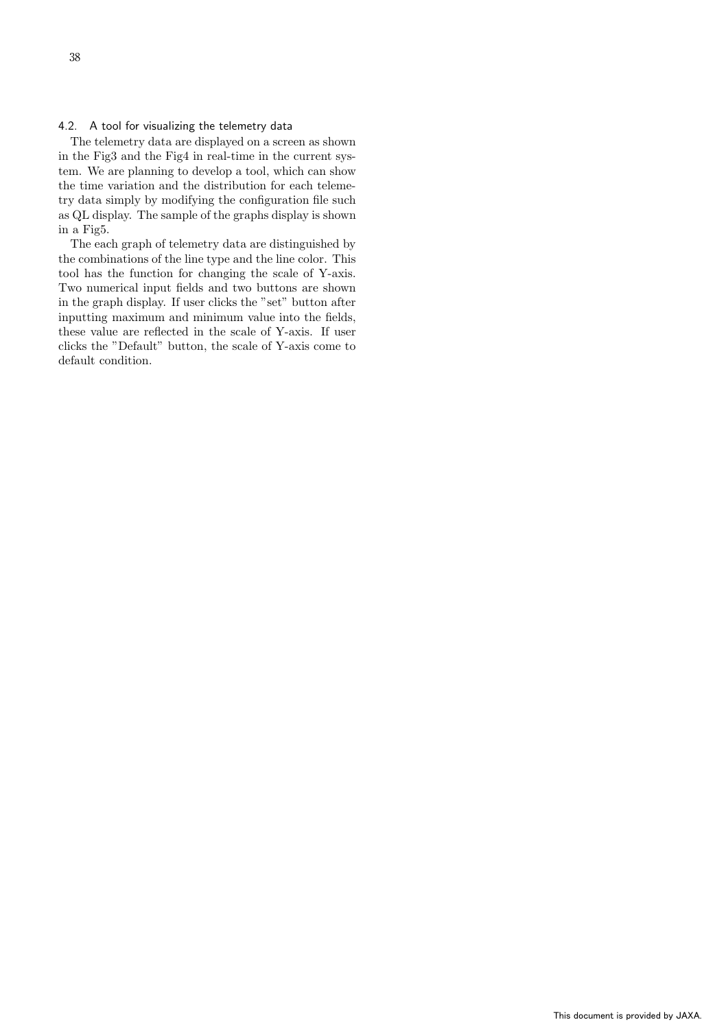### 4.2. A tool for visualizing the telemetry data

The telemetry data are displayed on a screen as shown in the Fig3 and the Fig4 in real-time in the current system. We are planning to develop a tool, which can show the time variation and the distribution for each telemetry data simply by modifying the configuration file such as QL display. The sample of the graphs display is shown in a Fig5.

The each graph of telemetry data are distinguished by the combinations of the line type and the line color. This tool has the function for changing the scale of Y-axis. Two numerical input fields and two buttons are shown in the graph display. If user clicks the "set" button after inputting maximum and minimum value into the fields, these value are reflected in the scale of Y-axis. If user clicks the "Default" button, the scale of Y-axis come to default condition.